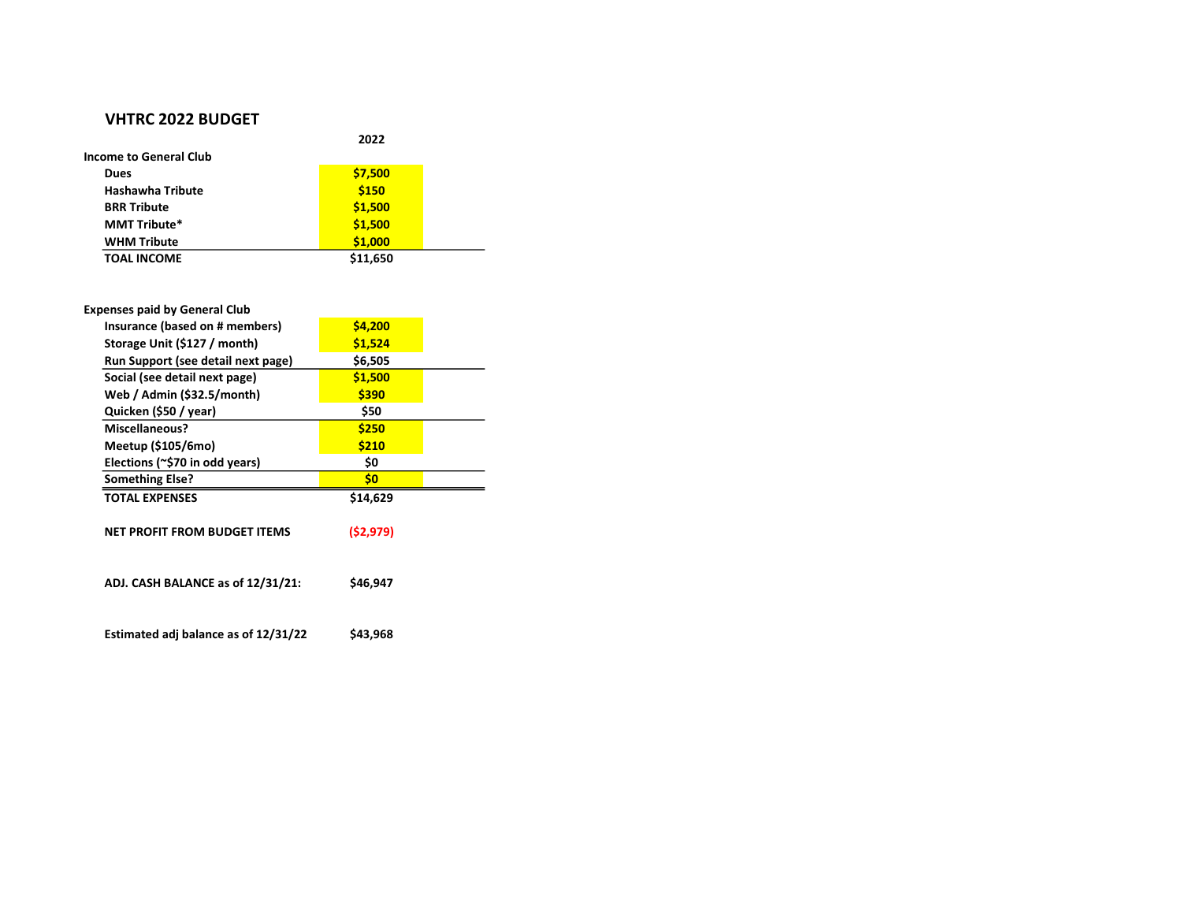## VHTRC 2022 BUDGET

| | 2022 |
|---|---|
| **Income to General Club** | |
| **Dues** | **$7,500** |
| **Hashawha Tribute** | **$150** |
| **BRR Tribute** | **$1,500** |
| **MMT Tribute*** | **$1,500** |
| **WHM Tribute** | **$1,000** |
| **TOAL INCOME** | **$11,650** |
| | |
| **Expenses paid by General Club** | |
| **Insurance (based on # members)** | **$4,200** |
| **Storage Unit ($127 / month)** | **$1,524** |
| **Run Support (see detail next page)** | **$6,505** |
| **Social (see detail next page)** | **$1,500** |
| **Web / Admin ($32.5/month)** | **$390** |
| **Quicken ($50 / year)** | **$50** |
| **Miscellaneous?** | **$250** |
| **Meetup ($105/6mo)** | **$210** |
| **Elections (~$70 in odd years)** | **$0** |
| **Something Else?** | **$0** |
| **TOTAL EXPENSES** | **$14,629** |
| | |
| **NET PROFIT FROM BUDGET ITEMS** | **($2,979)** |
| | |
| **ADJ. CASH BALANCE as of 12/31/21:** | **$46,947** |
| | |
| **Estimated adj balance as of 12/31/22** | **$43,968** |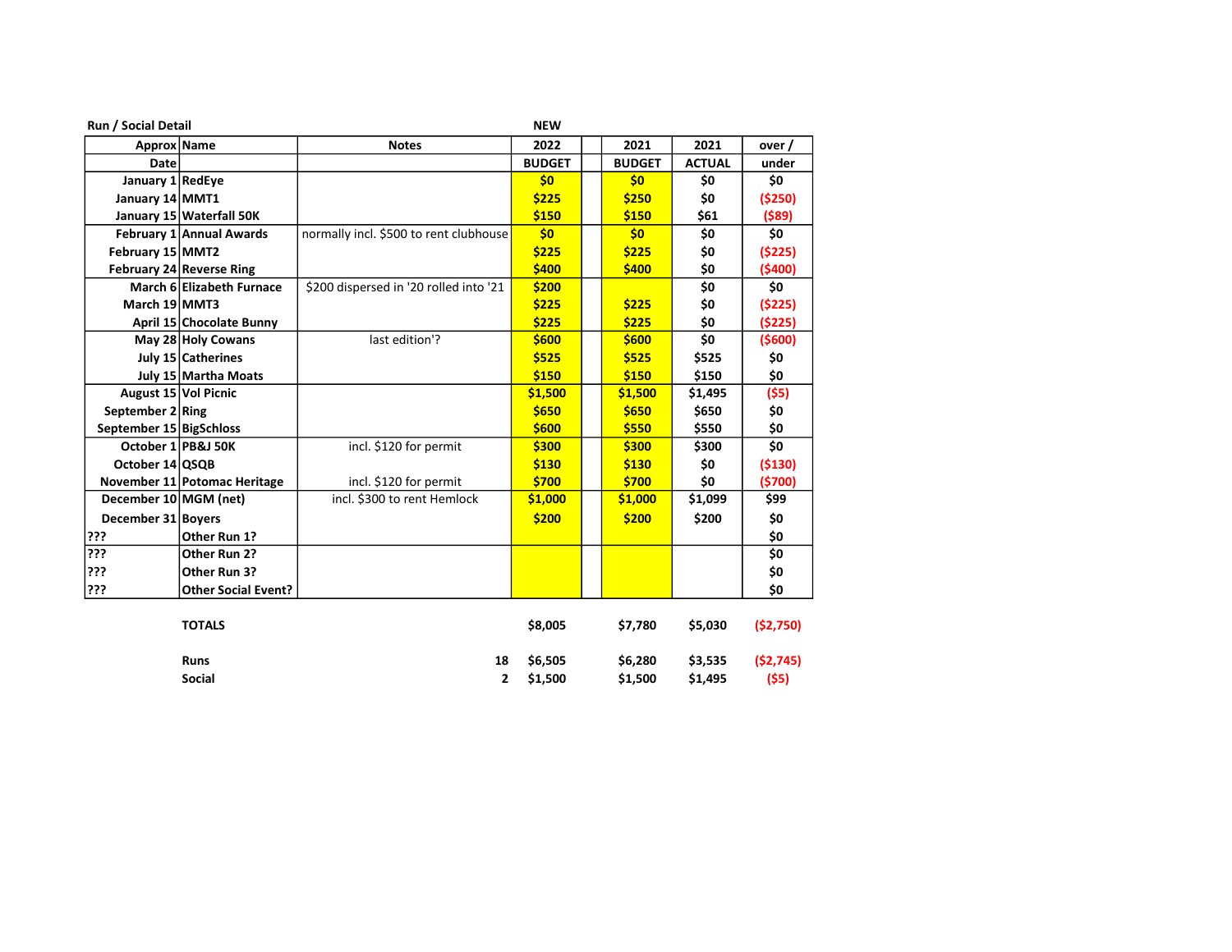**Run / Social Detail**

| Approx Date | Name | Notes | NEW 2022 BUDGET | | 2021 BUDGET | 2021 ACTUAL | over / under |
|---|---|---|---|---|---|---|---|
| January 1 | RedEye | | $0 | | $0 | $0 | $0 |
| January 14 | MMT1 | | $225 | | $250 | $0 | ($250) |
| January 15 | Waterfall 50K | | $150 | | $150 | $61 | ($89) |
| February 1 | Annual Awards | normally incl. $500 to rent clubhouse | $0 | | $0 | $0 | $0 |
| February 15 | MMT2 | | $225 | | $225 | $0 | ($225) |
| February 24 | Reverse Ring | | $400 | | $400 | $0 | ($400) |
| March 6 | Elizabeth Furnace | $200 dispersed in '20 rolled into '21 | $200 | | | $0 | $0 |
| March 19 | MMT3 | | $225 | | $225 | $0 | ($225) |
| April 15 | Chocolate Bunny | | $225 | | $225 | $0 | ($225) |
| May 28 | Holy Cowans | last edition'? | $600 | | $600 | $0 | ($600) |
| July 15 | Catherines | | $525 | | $525 | $525 | $0 |
| July 15 | Martha Moats | | $150 | | $150 | $150 | $0 |
| August 15 | Vol Picnic | | $1,500 | | $1,500 | $1,495 | ($5) |
| September 2 | Ring | | $650 | | $650 | $650 | $0 |
| September 15 | BigSchloss | | $600 | | $550 | $550 | $0 |
| October 1 | PB&J 50K | incl. $120 for permit | $300 | | $300 | $300 | $0 |
| October 14 | QSQB | | $130 | | $130 | $0 | ($130) |
| November 11 | Potomac Heritage | incl. $120 for permit | $700 | | $700 | $0 | ($700) |
| December 10 | MGM (net) | incl. $300 to rent Hemlock | $1,000 | | $1,000 | $1,099 | $99 |
| December 31 | Boyers | | $200 | | $200 | $200 | $0 |
| ??? | Other Run 1? | | | | | | $0 |
| ??? | Other Run 2? | | | | | | $0 |
| ??? | Other Run 3? | | | | | | $0 |
| ??? | Other Social Event? | | | | | | $0 |
| | **TOTALS** | | $8,005 | | $7,780 | $5,030 | ($2,750) |
| | **Runs** | 18 | $6,505 | | $6,280 | $3,535 | ($2,745) |
| | **Social** | 2 | $1,500 | | $1,500 | $1,495 | ($5) |